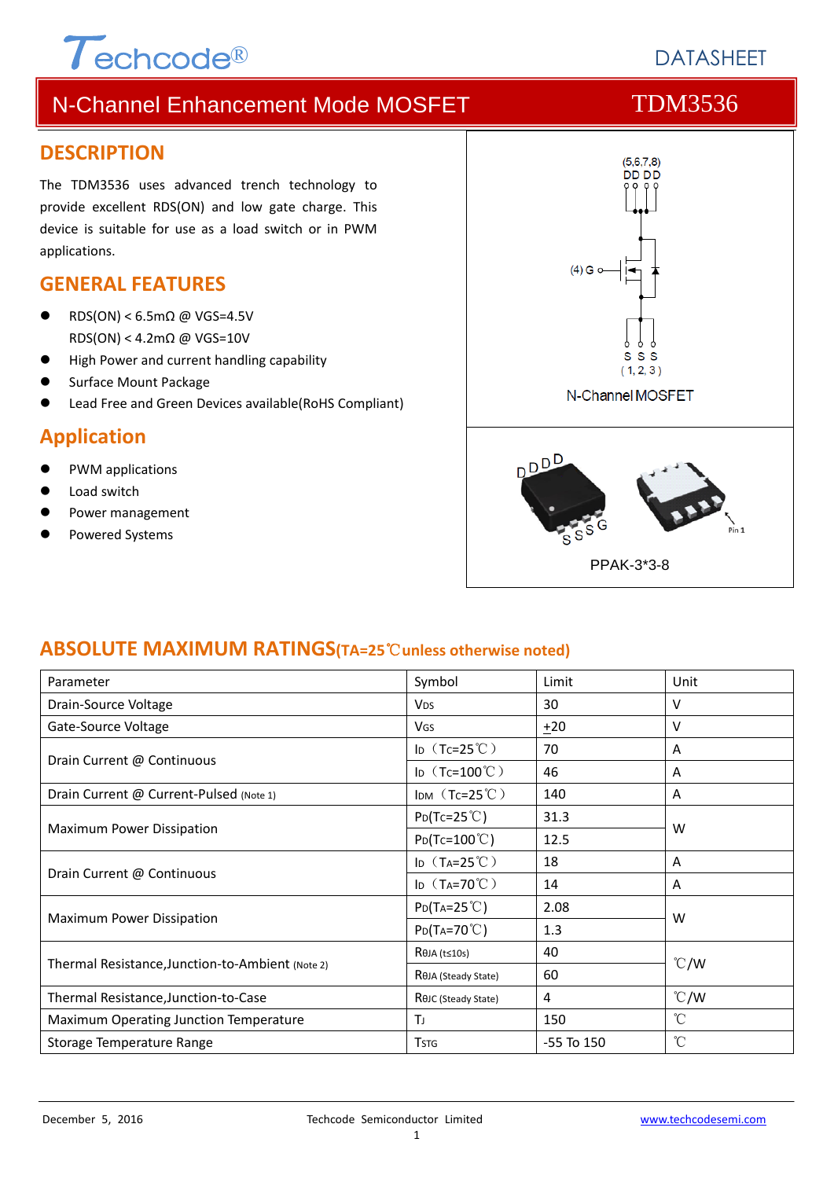# N-Channel Enhancement Mode MOSFET — TDM3536

## DESCRIPTION

The TDM3536 uses advanced trench technology to provide excellent RDS(ON) and low gate charge. This device is suitable for use as a load switch or in PWM applications.

## GENERAL FEATURES

- RDS(ON) < 6.5mΩ @ VGS=4.5V
  RDS(ON) < 4.2mΩ @ VGS=10V
- High Power and current handling capability
- Surface Mount Package
- Lead Free and Green Devices available(RoHS Compliant)

## Application

- PWM applications
- Load switch
- Power management
- Powered Systems

(5,6,7,8) DD DD

(4) G

S S S ( 1, 2, 3 )

N-Channel MOSFET

PPAK-3*3-8

## ABSOLUTE MAXIMUM RATINGS(TA=25℃unless otherwise noted)

| Parameter | Symbol | Limit | Unit |
|---|---|---|---|
| Drain-Source Voltage | $V_{DS}$ | 30 | V |
| Gate-Source Voltage | $V_{GS}$ | ±20 | V |
| Drain Current @ Continuous | $I_D$ （$T_C$=25℃） | 70 | A |
| | $I_D$ （$T_C$=100℃） | 46 | A |
| Drain Current @ Current-Pulsed (Note 1) | $I_{DM}$ （$T_C$=25℃） | 140 | A |
| Maximum Power Dissipation | $P_D$($T_C$=25℃) | 31.3 | W |
| | $P_D$($T_C$=100℃) | 12.5 | |
| Drain Current @ Continuous | $I_D$ （$T_A$=25℃） | 18 | A |
| | $I_D$ （$T_A$=70℃） | 14 | A |
| Maximum Power Dissipation | $P_D$($T_A$=25℃) | 2.08 | W |
| | $P_D$($T_A$=70℃) | 1.3 | |
| Thermal Resistance,Junction-to-Ambient (Note 2) | $R_{θJA}$ (t≤10s) | 40 | ℃/W |
| | $R_{θJA}$ (Steady State) | 60 | |
| Thermal Resistance,Junction-to-Case | $R_{θJC}$ (Steady State) | 4 | ℃/W |
| Maximum Operating Junction Temperature | $T_J$ | 150 | ℃ |
| Storage Temperature Range | $T_{STG}$ | -55 To 150 | ℃ |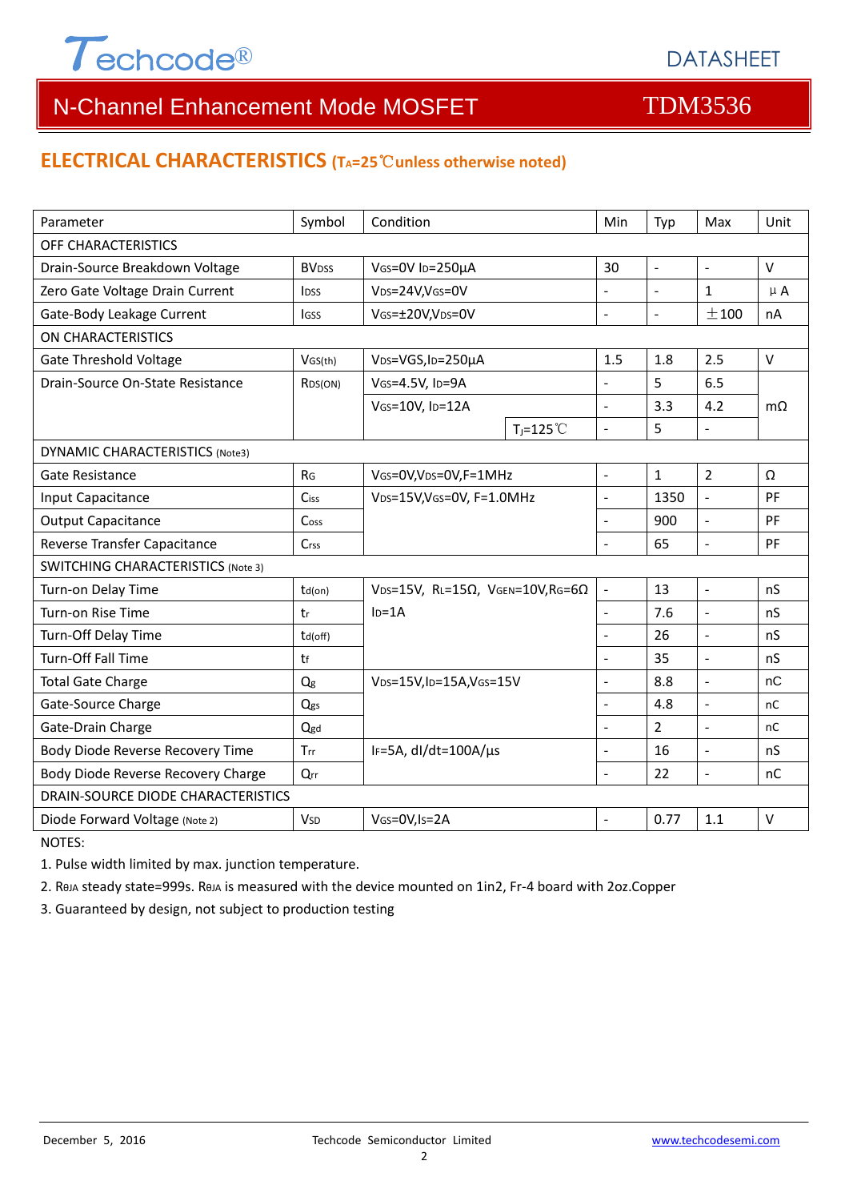## ELECTRICAL CHARACTERISTICS ($T_A$=25℃unless otherwise noted)

| Parameter | Symbol | Condition | | Min | Typ | Max | Unit |
|---|---|---|---|---|---|---|---|
| OFF CHARACTERISTICS | | | | | | | |
| Drain-Source Breakdown Voltage | $BV_{DSS}$ | $V_{GS}$=0V $I_D$=250μA | | 30 | - | - | V |
| Zero Gate Voltage Drain Current | $I_{DSS}$ | $V_{DS}$=24V,$V_{GS}$=0V | | - | - | 1 | μA |
| Gate-Body Leakage Current | $I_{GSS}$ | $V_{GS}$=±20V,$V_{DS}$=0V | | - | - | ±100 | nA |
| ON CHARACTERISTICS | | | | | | | |
| Gate Threshold Voltage | $V_{GS(th)}$ | $V_{DS}$=VGS,$I_D$=250μA | | 1.5 | 1.8 | 2.5 | V |
| Drain-Source On-State Resistance | $R_{DS(ON)}$ | $V_{GS}$=4.5V, $I_D$=9A | | - | 5 | 6.5 | mΩ |
| | | $V_{GS}$=10V, $I_D$=12A | | - | 3.3 | 4.2 | mΩ |
| | | | $T_J$=125℃ | - | 5 | - | mΩ |
| DYNAMIC CHARACTERISTICS (Note3) | | | | | | | |
| Gate Resistance | $R_G$ | $V_{GS}$=0V,$V_{DS}$=0V,F=1MHz | | - | 1 | 2 | Ω |
| Input Capacitance | $C_{iss}$ | $V_{DS}$=15V,$V_{GS}$=0V, F=1.0MHz | | - | 1350 | - | PF |
| Output Capacitance | $C_{oss}$ | | | - | 900 | - | PF |
| Reverse Transfer Capacitance | $C_{rss}$ | | | - | 65 | - | PF |
| SWITCHING CHARACTERISTICS (Note 3) | | | | | | | |
| Turn-on Delay Time | $t_{d(on)}$ | $V_{DS}$=15V, $R_L$=15Ω, $V_{GEN}$=10V,$R_G$=6Ω $I_D$=1A | | - | 13 | - | nS |
| Turn-on Rise Time | $t_r$ | | | - | 7.6 | - | nS |
| Turn-Off Delay Time | $t_{d(off)}$ | | | - | 26 | - | nS |
| Turn-Off Fall Time | $t_f$ | | | - | 35 | - | nS |
| Total Gate Charge | $Q_g$ | $V_{DS}$=15V,$I_D$=15A,$V_{GS}$=15V | | - | 8.8 | - | nC |
| Gate-Source Charge | $Q_{gs}$ | | | - | 4.8 | - | nC |
| Gate-Drain Charge | $Q_{gd}$ | | | - | 2 | - | nC |
| Body Diode Reverse Recovery Time | $T_{rr}$ | $I_F$=5A, dI/dt=100A/μs | | - | 16 | - | nS |
| Body Diode Reverse Recovery Charge | $Q_{rr}$ | | | - | 22 | - | nC |
| DRAIN-SOURCE DIODE CHARACTERISTICS | | | | | | | |
| Diode Forward Voltage (Note 2) | $V_{SD}$ | $V_{GS}$=0V,$I_S$=2A | | - | 0.77 | 1.1 | V |

NOTES:

1. Pulse width limited by max. junction temperature.
2. $R_{\theta JA}$ steady state=999s. $R_{\theta JA}$ is measured with the device mounted on 1in2, Fr-4 board with 2oz.Copper
3. Guaranteed by design, not subject to production testing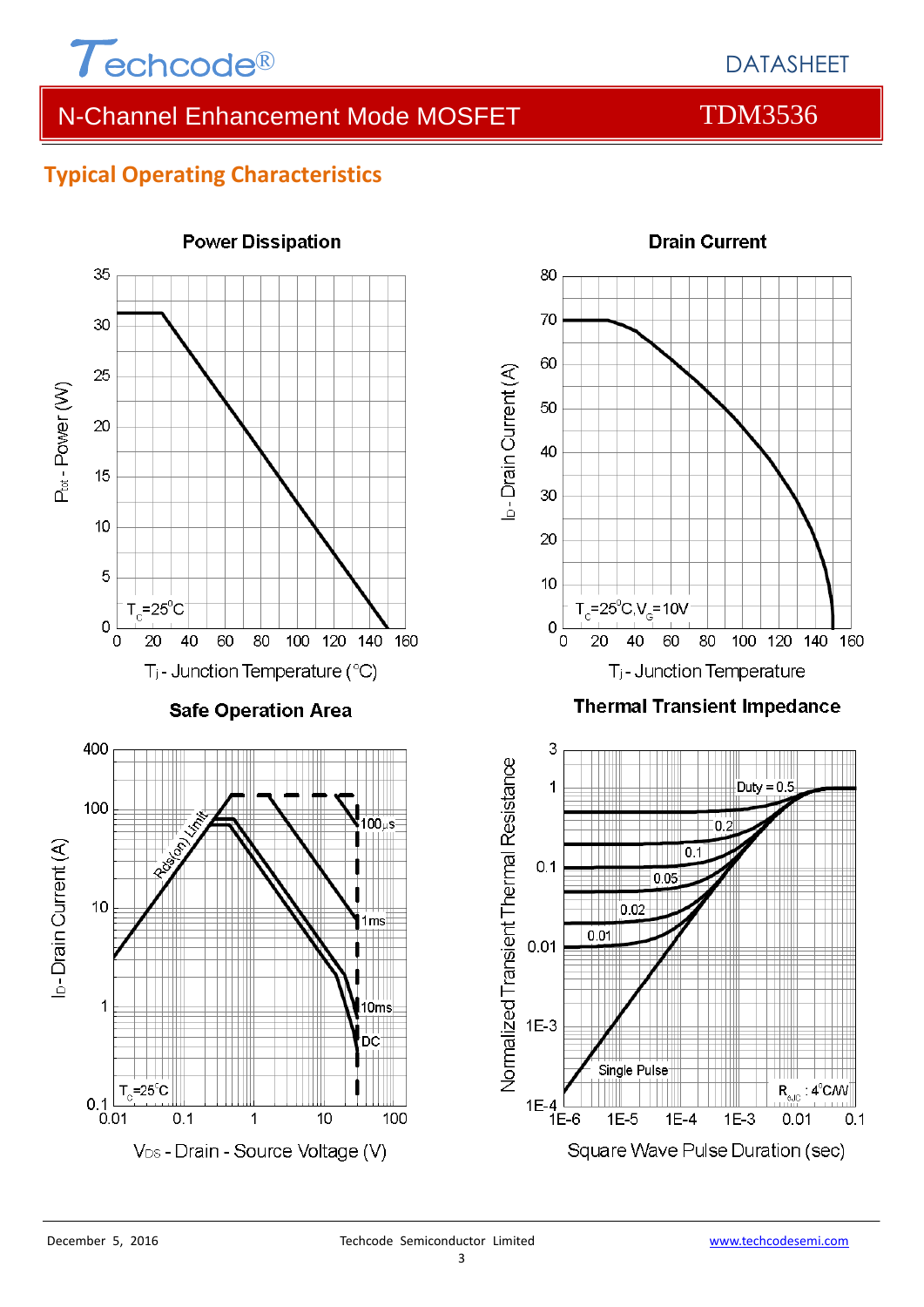## Typical Operating Characteristics

**Power Dissipation**

$P_{tot}$ - Power (W)

$T_C$=25°C

$T_j$ - Junction Temperature (°C)

**Drain Current**

$I_D$ - Drain Current (A)

$T_C$=25°C, $V_G$=10V

$T_j$ - Junction Temperature

**Safe Operation Area**

$I_D$ - Drain Current (A)

Rds(on) Limit

100μs

1ms

10ms

DC

$T_C$=25°C

$V_{DS}$ - Drain - Source Voltage (V)

**Thermal Transient Impedance**

Normalized Transient Thermal Resistance

Duty = 0.5

0.2

0.1

0.05

0.02

0.01

Single Pulse

$R_{θJC}$ : 4°C/W

Square Wave Pulse Duration (sec)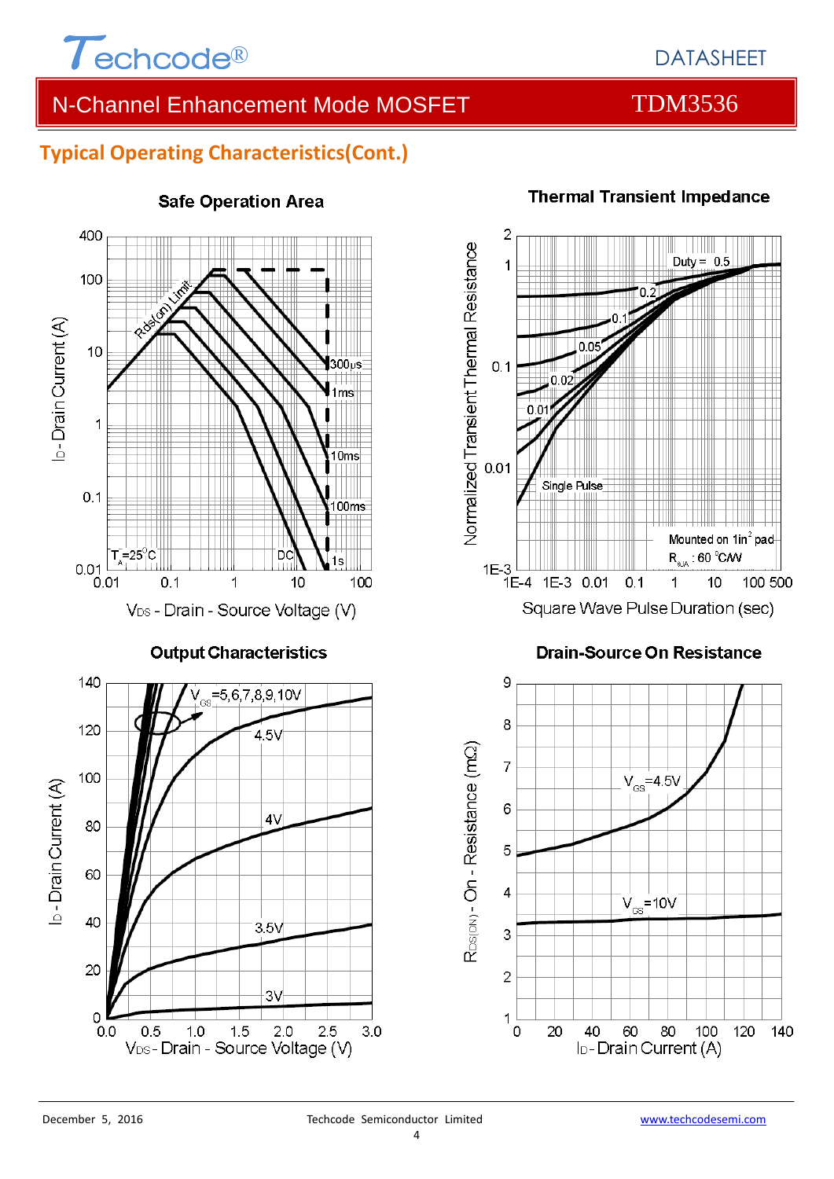## Typical Operating Characteristics(Cont.)

**Safe Operation Area**

Rds(on) Limit

$I_D$ - Drain Current (A)

$V_{DS}$ - Drain - Source Voltage (V)

300μs, 1ms, 10ms, 100ms, 1s, DC

$T_A$=25°C

**Thermal Transient Impedance**

Normalized Transient Thermal Resistance

Square Wave Pulse Duration (sec)

Duty = 0.5, 0.2, 0.1, 0.05, 0.02, 0.01, Single Pulse

Mounted on 1in² pad

$R_{\theta JA}$ : 60 °C/W

**Output Characteristics**

$I_D$ - Drain Current (A)

$V_{DS}$ - Drain - Source Voltage (V)

$V_{GS}$=5,6,7,8,9,10V; 4.5V; 4V; 3.5V; 3V

**Drain-Source On Resistance**

$R_{DS(ON)}$ - On - Resistance (mΩ)

$I_D$ - Drain Current (A)

$V_{GS}$=4.5V; $V_{GS}$=10V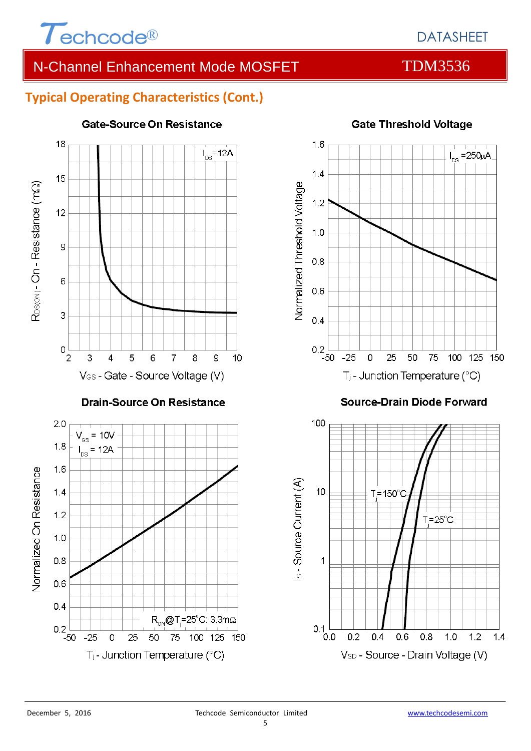## Typical Operating Characteristics (Cont.)

**Gate-Source On Resistance**

$I_{DS}$=12A

$R_{DS(ON)}$ - On - Resistance (mΩ)

$V_{GS}$ - Gate - Source Voltage (V)

**Gate Threshold Voltage**

$I_{DS}$ =250μA

Normalized Threshold Voltage

$T_j$ - Junction Temperature (°C)

**Drain-Source On Resistance**

$V_{GS}$ = 10V

$I_{DS}$ = 12A

$R_{ON}$@$T_j$=25°C: 3.3mΩ

Normalized On Resistance

$T_j$ - Junction Temperature (°C)

**Source-Drain Diode Forward**

$T_j$=150°C

$T_j$=25°C

$I_S$ - Source Current (A)

$V_{SD}$ - Source - Drain Voltage (V)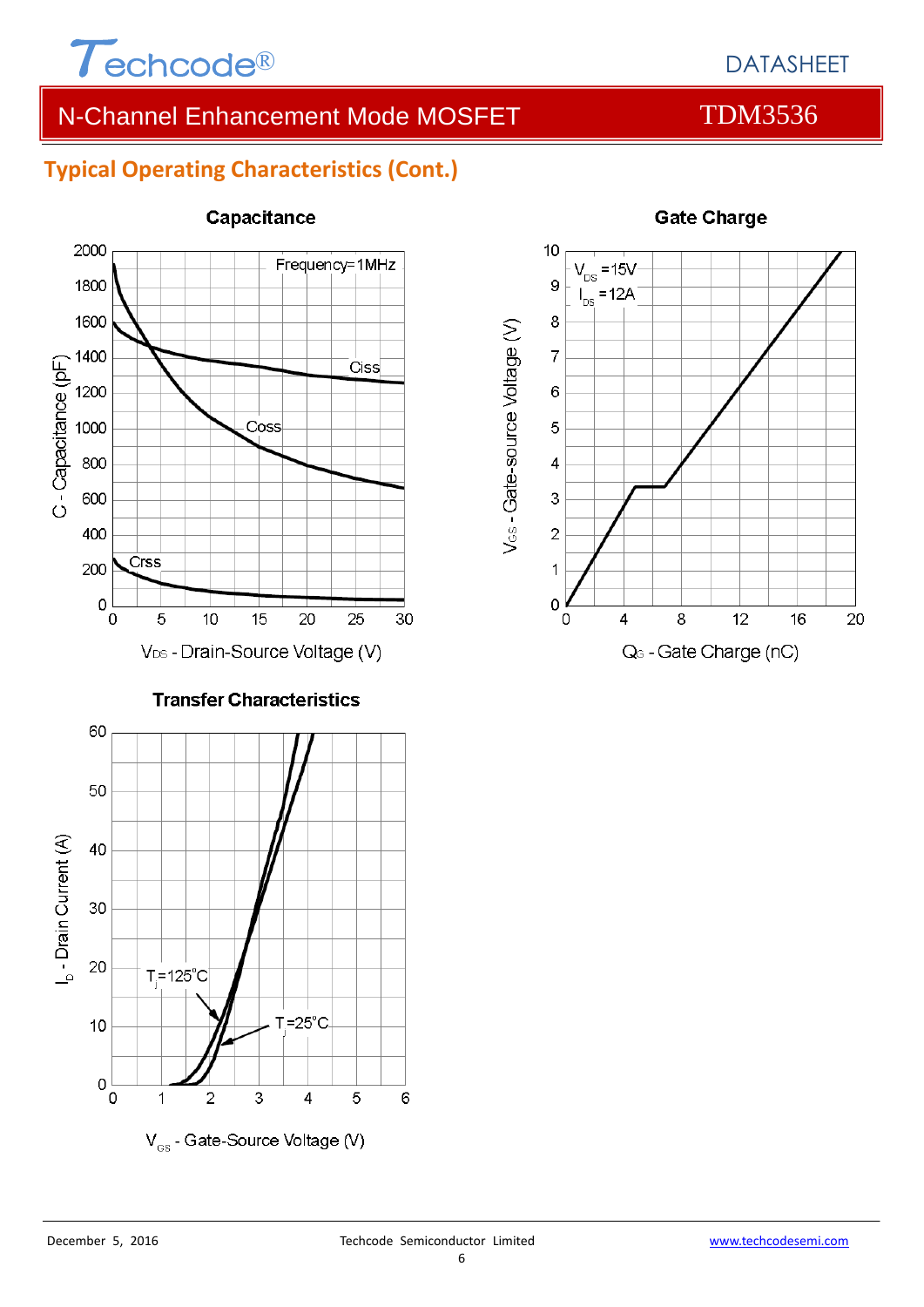## Typical Operating Characteristics (Cont.)

**Capacitance**

Frequency=1MHz

Ciss

Coss

Crss

C - Capacitance (pF)

$V_{DS}$ - Drain-Source Voltage (V)

**Gate Charge**

$V_{DS}$ =15V

$I_{DS}$ =12A

$V_{GS}$ - Gate-source Voltage (V)

$Q_G$ - Gate Charge (nC)

**Transfer Characteristics**

$T_j$=125°C

$T_j$=25°C

$I_D$ - Drain Current (A)

$V_{GS}$ - Gate-Source Voltage (V)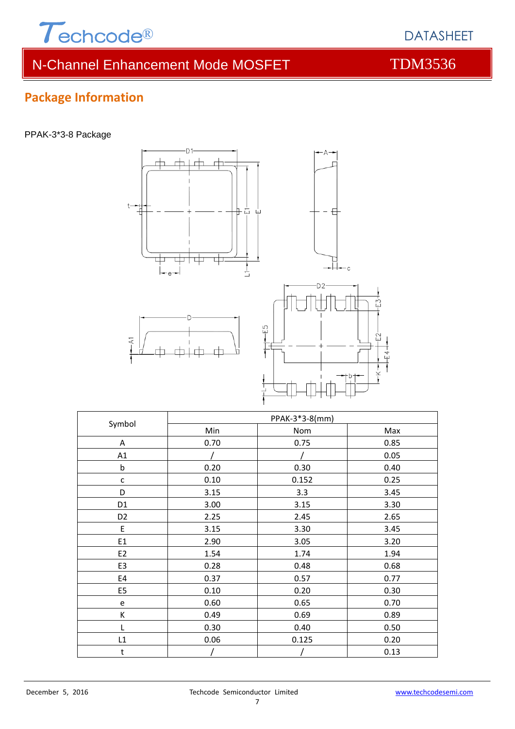## Package Information

PPAK-3*3-8 Package

| Symbol | PPAK-3*3-8(mm) | | |
|---|---|---|---|
| | Min | Nom | Max |
| A | 0.70 | 0.75 | 0.85 |
| A1 | / | / | 0.05 |
| b | 0.20 | 0.30 | 0.40 |
| c | 0.10 | 0.152 | 0.25 |
| D | 3.15 | 3.3 | 3.45 |
| D1 | 3.00 | 3.15 | 3.30 |
| D2 | 2.25 | 2.45 | 2.65 |
| E | 3.15 | 3.30 | 3.45 |
| E1 | 2.90 | 3.05 | 3.20 |
| E2 | 1.54 | 1.74 | 1.94 |
| E3 | 0.28 | 0.48 | 0.68 |
| E4 | 0.37 | 0.57 | 0.77 |
| E5 | 0.10 | 0.20 | 0.30 |
| e | 0.60 | 0.65 | 0.70 |
| K | 0.49 | 0.69 | 0.89 |
| L | 0.30 | 0.40 | 0.50 |
| L1 | 0.06 | 0.125 | 0.20 |
| t | / | / | 0.13 |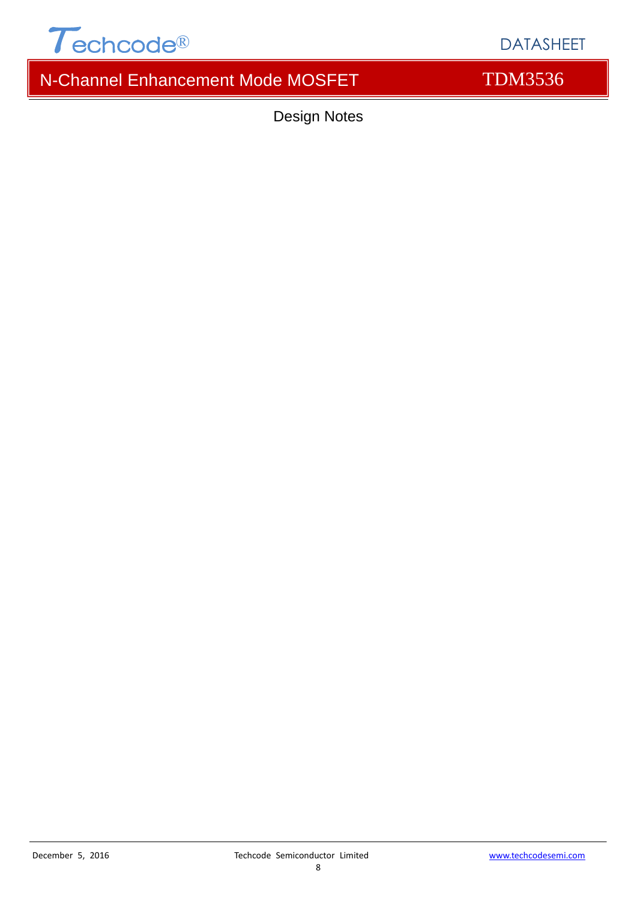Design Notes